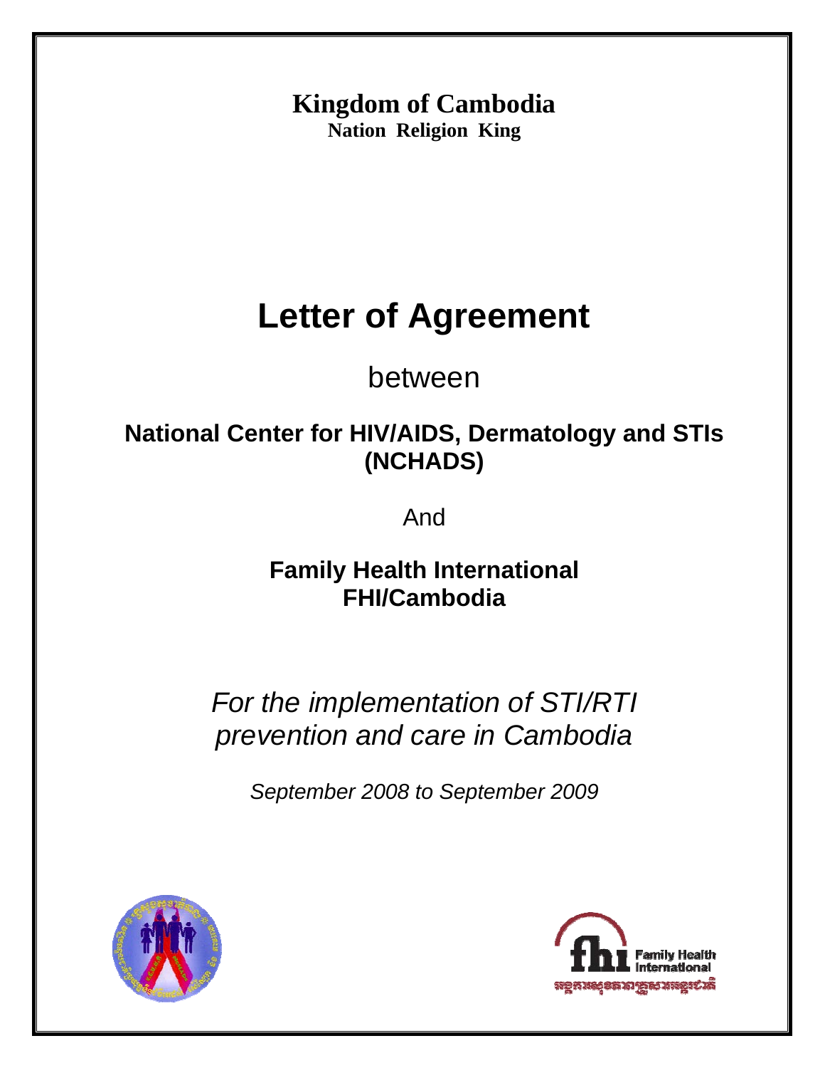**Kingdom of Cambodia**
**Nation Religion King**

# Letter of Agreement

between

## National Center for HIV/AIDS, Dermatology and STIs (NCHADS)

And

## Family Health International FHI/Cambodia

*For the implementation of STI/RTI prevention and care in Cambodia*

*September 2008 to September 2009*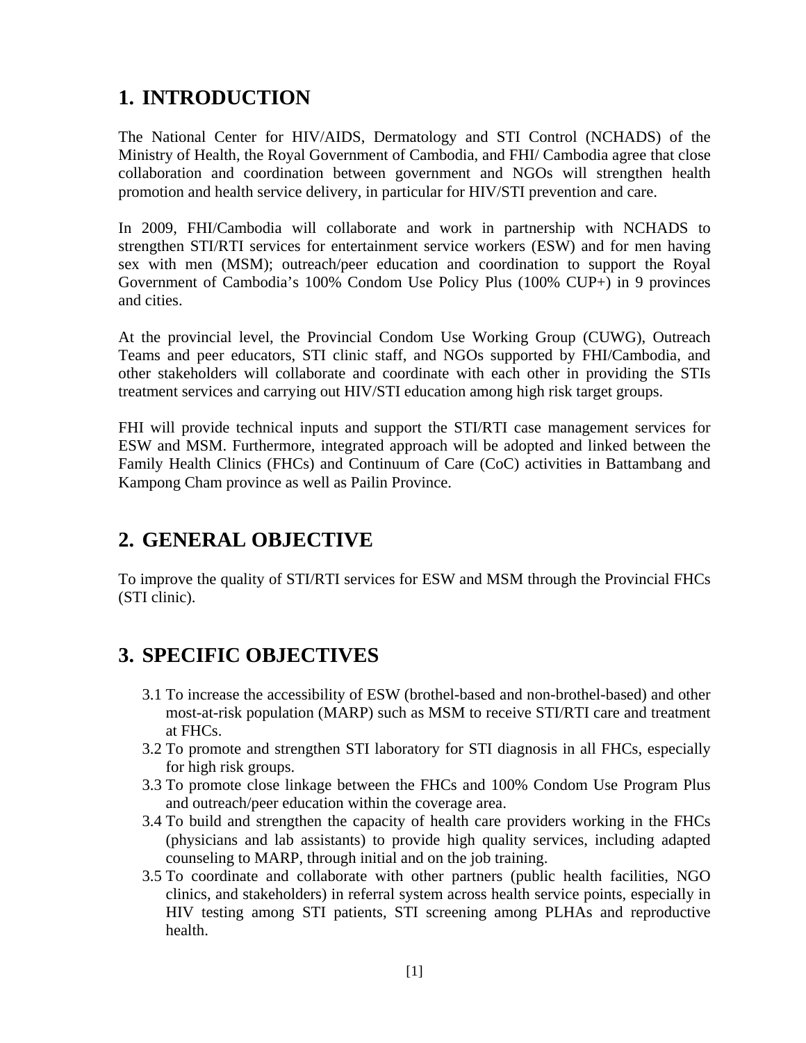## 1. INTRODUCTION

The National Center for HIV/AIDS, Dermatology and STI Control (NCHADS) of the Ministry of Health, the Royal Government of Cambodia, and FHI/ Cambodia agree that close collaboration and coordination between government and NGOs will strengthen health promotion and health service delivery, in particular for HIV/STI prevention and care.

In 2009, FHI/Cambodia will collaborate and work in partnership with NCHADS to strengthen STI/RTI services for entertainment service workers (ESW) and for men having sex with men (MSM); outreach/peer education and coordination to support the Royal Government of Cambodia's 100% Condom Use Policy Plus (100% CUP+) in 9 provinces and cities.

At the provincial level, the Provincial Condom Use Working Group (CUWG), Outreach Teams and peer educators, STI clinic staff, and NGOs supported by FHI/Cambodia, and other stakeholders will collaborate and coordinate with each other in providing the STIs treatment services and carrying out HIV/STI education among high risk target groups.

FHI will provide technical inputs and support the STI/RTI case management services for ESW and MSM. Furthermore, integrated approach will be adopted and linked between the Family Health Clinics (FHCs) and Continuum of Care (CoC) activities in Battambang and Kampong Cham province as well as Pailin Province.

## 2. GENERAL OBJECTIVE

To improve the quality of STI/RTI services for ESW and MSM through the Provincial FHCs (STI clinic).

## 3. SPECIFIC OBJECTIVES

3.1 To increase the accessibility of ESW (brothel-based and non-brothel-based) and other most-at-risk population (MARP) such as MSM to receive STI/RTI care and treatment at FHCs.

3.2 To promote and strengthen STI laboratory for STI diagnosis in all FHCs, especially for high risk groups.

3.3 To promote close linkage between the FHCs and 100% Condom Use Program Plus and outreach/peer education within the coverage area.

3.4 To build and strengthen the capacity of health care providers working in the FHCs (physicians and lab assistants) to provide high quality services, including adapted counseling to MARP, through initial and on the job training.

3.5 To coordinate and collaborate with other partners (public health facilities, NGO clinics, and stakeholders) in referral system across health service points, especially in HIV testing among STI patients, STI screening among PLHAs and reproductive health.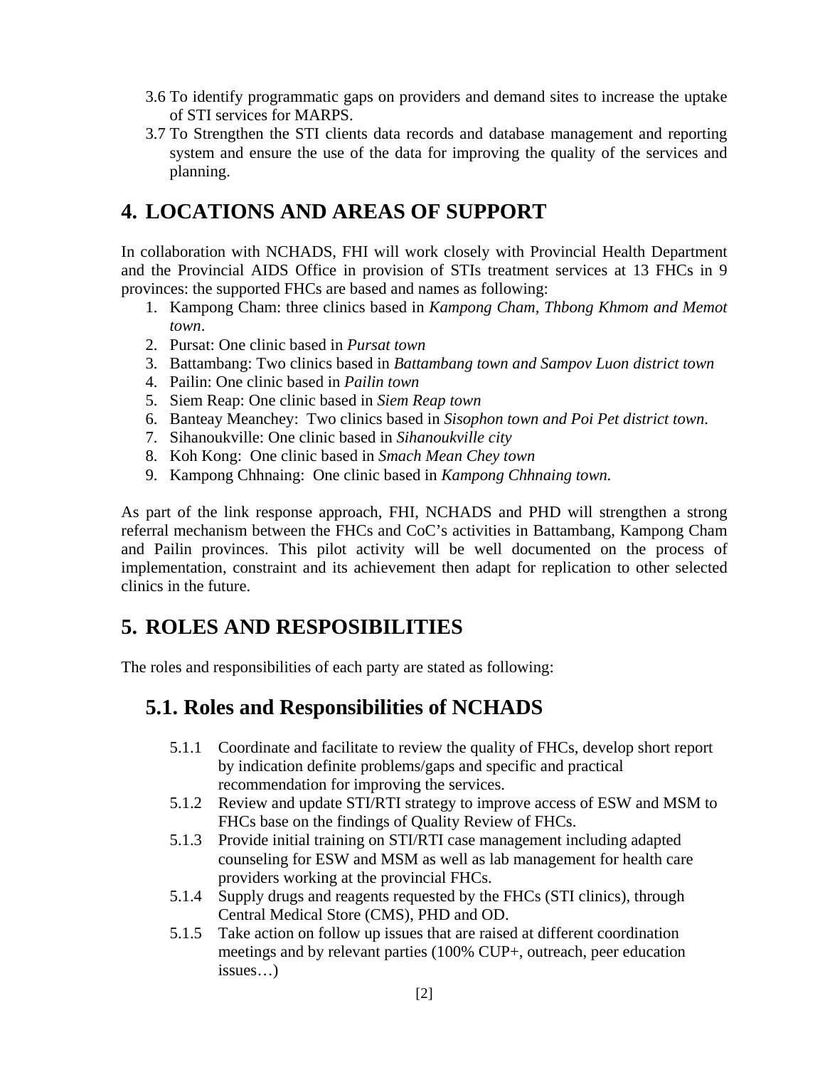3.6 To identify programmatic gaps on providers and demand sites to increase the uptake of STI services for MARPS.

3.7 To Strengthen the STI clients data records and database management and reporting system and ensure the use of the data for improving the quality of the services and planning.

# 4. LOCATIONS AND AREAS OF SUPPORT

In collaboration with NCHADS, FHI will work closely with Provincial Health Department and the Provincial AIDS Office in provision of STIs treatment services at 13 FHCs in 9 provinces: the supported FHCs are based and names as following:

1. Kampong Cham: three clinics based in *Kampong Cham, Thbong Khmom and Memot town*.
2. Pursat: One clinic based in *Pursat town*
3. Battambang: Two clinics based in *Battambang town and Sampov Luon district town*
4. Pailin: One clinic based in *Pailin town*
5. Siem Reap: One clinic based in *Siem Reap town*
6. Banteay Meanchey: Two clinics based in *Sisophon town and Poi Pet district town*.
7. Sihanoukville: One clinic based in *Sihanoukville city*
8. Koh Kong: One clinic based in *Smach Mean Chey town*
9. Kampong Chhnaing: One clinic based in *Kampong Chhnaing town.*

As part of the link response approach, FHI, NCHADS and PHD will strengthen a strong referral mechanism between the FHCs and CoC's activities in Battambang, Kampong Cham and Pailin provinces. This pilot activity will be well documented on the process of implementation, constraint and its achievement then adapt for replication to other selected clinics in the future.

# 5. ROLES AND RESPOSIBILITIES

The roles and responsibilities of each party are stated as following:

## 5.1. Roles and Responsibilities of NCHADS

5.1.1 Coordinate and facilitate to review the quality of FHCs, develop short report by indication definite problems/gaps and specific and practical recommendation for improving the services.

5.1.2 Review and update STI/RTI strategy to improve access of ESW and MSM to FHCs base on the findings of Quality Review of FHCs.

5.1.3 Provide initial training on STI/RTI case management including adapted counseling for ESW and MSM as well as lab management for health care providers working at the provincial FHCs.

5.1.4 Supply drugs and reagents requested by the FHCs (STI clinics), through Central Medical Store (CMS), PHD and OD.

5.1.5 Take action on follow up issues that are raised at different coordination meetings and by relevant parties (100% CUP+, outreach, peer education issues…)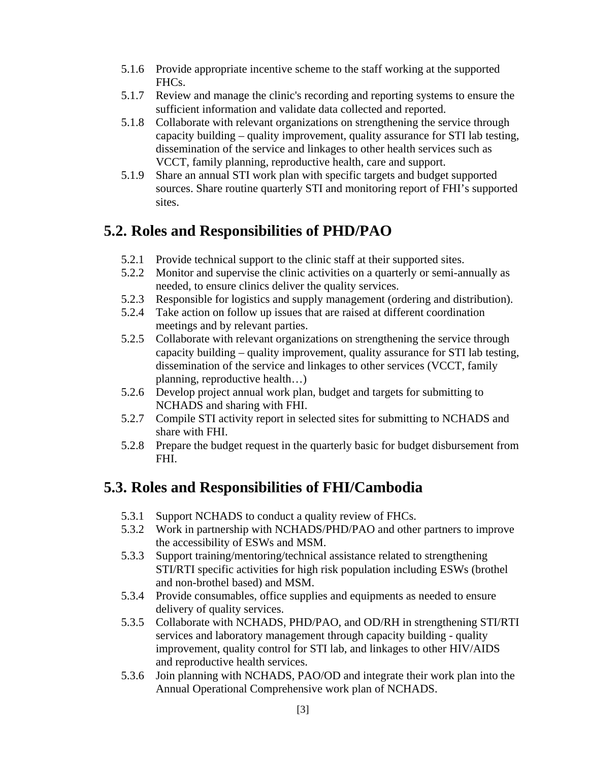5.1.6 Provide appropriate incentive scheme to the staff working at the supported FHCs.

5.1.7 Review and manage the clinic's recording and reporting systems to ensure the sufficient information and validate data collected and reported.

5.1.8 Collaborate with relevant organizations on strengthening the service through capacity building – quality improvement, quality assurance for STI lab testing, dissemination of the service and linkages to other health services such as VCCT, family planning, reproductive health, care and support.

5.1.9 Share an annual STI work plan with specific targets and budget supported sources. Share routine quarterly STI and monitoring report of FHI's supported sites.

## 5.2. Roles and Responsibilities of PHD/PAO

5.2.1 Provide technical support to the clinic staff at their supported sites.

5.2.2 Monitor and supervise the clinic activities on a quarterly or semi-annually as needed, to ensure clinics deliver the quality services.

5.2.3 Responsible for logistics and supply management (ordering and distribution).

5.2.4 Take action on follow up issues that are raised at different coordination meetings and by relevant parties.

5.2.5 Collaborate with relevant organizations on strengthening the service through capacity building – quality improvement, quality assurance for STI lab testing, dissemination of the service and linkages to other services (VCCT, family planning, reproductive health…)

5.2.6 Develop project annual work plan, budget and targets for submitting to NCHADS and sharing with FHI.

5.2.7 Compile STI activity report in selected sites for submitting to NCHADS and share with FHI.

5.2.8 Prepare the budget request in the quarterly basic for budget disbursement from FHI.

## 5.3. Roles and Responsibilities of FHI/Cambodia

5.3.1 Support NCHADS to conduct a quality review of FHCs.

5.3.2 Work in partnership with NCHADS/PHD/PAO and other partners to improve the accessibility of ESWs and MSM.

5.3.3 Support training/mentoring/technical assistance related to strengthening STI/RTI specific activities for high risk population including ESWs (brothel and non-brothel based) and MSM.

5.3.4 Provide consumables, office supplies and equipments as needed to ensure delivery of quality services.

5.3.5 Collaborate with NCHADS, PHD/PAO, and OD/RH in strengthening STI/RTI services and laboratory management through capacity building - quality improvement, quality control for STI lab, and linkages to other HIV/AIDS and reproductive health services.

5.3.6 Join planning with NCHADS, PAO/OD and integrate their work plan into the Annual Operational Comprehensive work plan of NCHADS.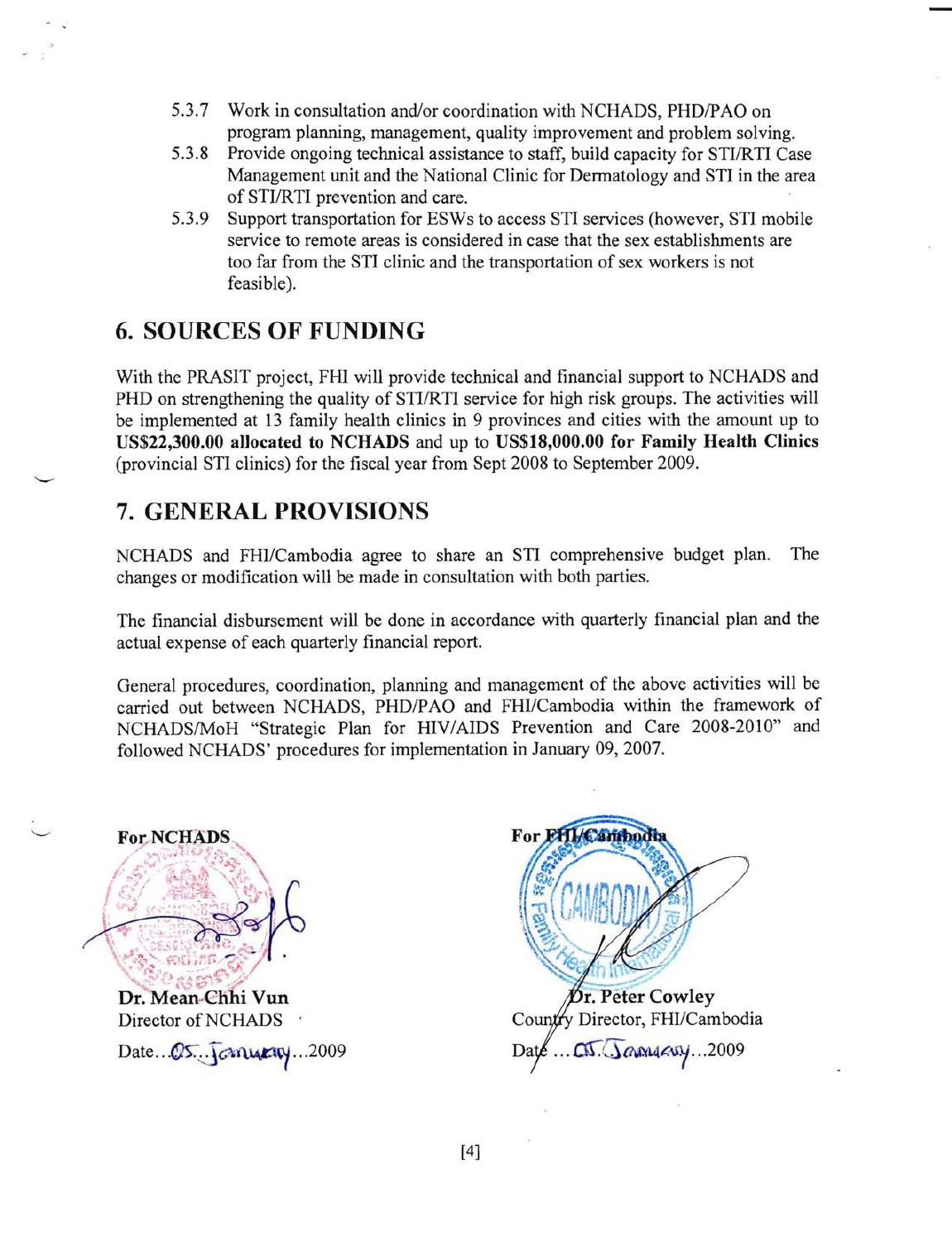5.3.7 Work in consultation and/or coordination with NCHADS, PHD/PAO on program planning, management, quality improvement and problem solving.

5.3.8 Provide ongoing technical assistance to staff, build capacity for STI/RTI Case Management unit and the National Clinic for Dermatology and STI in the area of STI/RTI prevention and care.

5.3.9 Support transportation for ESWs to access STI services (however, STI mobile service to remote areas is considered in case that the sex establishments are too far from the STI clinic and the transportation of sex workers is not feasible).

## 6. SOURCES OF FUNDING

With the PRASIT project, FHI will provide technical and financial support to NCHADS and PHD on strengthening the quality of STI/RTI service for high risk groups. The activities will be implemented at 13 family health clinics in 9 provinces and cities with the amount up to **US$22,300.00 allocated to NCHADS** and up to **US$18,000.00 for Family Health Clinics** (provincial STI clinics) for the fiscal year from Sept 2008 to September 2009.

## 7. GENERAL PROVISIONS

NCHADS and FHI/Cambodia agree to share an STI comprehensive budget plan. The changes or modification will be made in consultation with both parties.

The financial disbursement will be done in accordance with quarterly financial plan and the actual expense of each quarterly financial report.

General procedures, coordination, planning and management of the above activities will be carried out between NCHADS, PHD/PAO and FHI/Cambodia within the framework of NCHADS/MoH "Strategic Plan for HIV/AIDS Prevention and Care 2008-2010" and followed NCHADS' procedures for implementation in January 09, 2007.

**For NCHADS**

**Dr. Mean Chhi Vun**
Director of NCHADS
Date...05...January...2009

**For FHI/Cambodia**

**Dr. Peter Cowley**
Country Director, FHI/Cambodia
Date ...05.January...2009